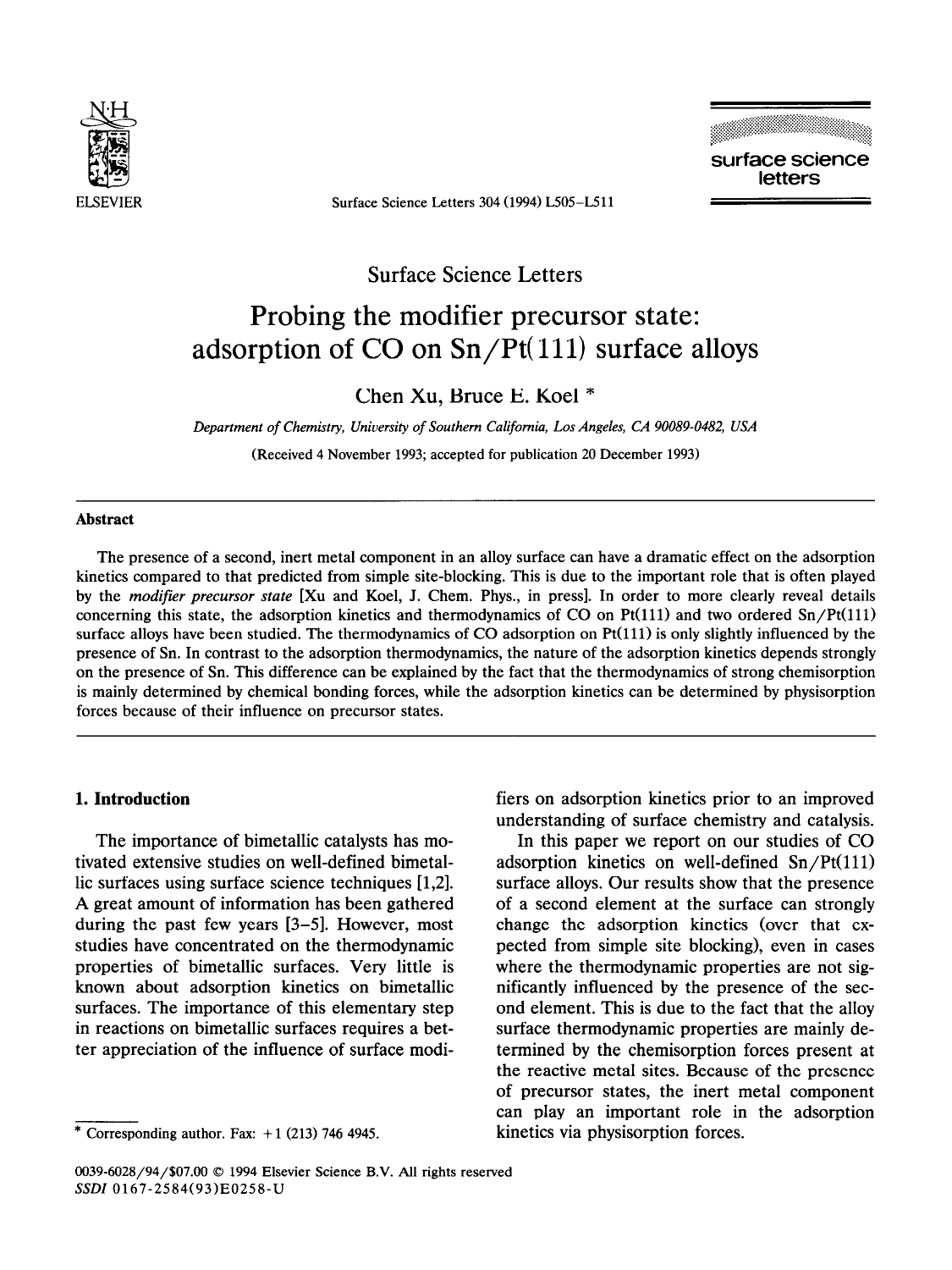# Probing the modifier precursor state: adsorption of CO on Sn/Pt(111) surface alloys

Chen Xu, Bruce E. Koel *

*Department of Chemistry, University of Southern California, Los Angeles, CA 90089-0482, USA*

(Received 4 November 1993; accepted for publication 20 December 1993)

## Abstract

The presence of a second, inert metal component in an alloy surface can have a dramatic effect on the adsorption kinetics compared to that predicted from simple site-blocking. This is due to the important role that is often played by the *modifier precursor state* [Xu and Koel, J. Chem. Phys., in press]. In order to more clearly reveal details concerning this state, the adsorption kinetics and thermodynamics of CO on Pt(111) and two ordered Sn/Pt(111) surface alloys have been studied. The thermodynamics of CO adsorption on Pt(111) is only slightly influenced by the presence of Sn. In contrast to the adsorption thermodynamics, the nature of the adsorption kinetics depends strongly on the presence of Sn. This difference can be explained by the fact that the thermodynamics of strong chemisorption is mainly determined by chemical bonding forces, while the adsorption kinetics can be determined by physisorption forces because of their influence on precursor states.

## 1. Introduction

The importance of bimetallic catalysts has motivated extensive studies on well-defined bimetallic surfaces using surface science techniques [1,2]. A great amount of information has been gathered during the past few years [3–5]. However, most studies have concentrated on the thermodynamic properties of bimetallic surfaces. Very little is known about adsorption kinetics on bimetallic surfaces. The importance of this elementary step in reactions on bimetallic surfaces requires a better appreciation of the influence of surface modifiers on adsorption kinetics prior to an improved understanding of surface chemistry and catalysis.

In this paper we report on our studies of CO adsorption kinetics on well-defined Sn/Pt(111) surface alloys. Our results show that the presence of a second element at the surface can strongly change the adsorption kinetics (over that expected from simple site blocking), even in cases where the thermodynamic properties are not significantly influenced by the presence of the second element. This is due to the fact that the alloy surface thermodynamic properties are mainly determined by the chemisorption forces present at the reactive metal sites. Because of the presence of precursor states, the inert metal component can play an important role in the adsorption kinetics via physisorption forces.

* Corresponding author. Fax: +1 (213) 746 4945.

0039-6028/94/$07.00 © 1994 Elsevier Science B.V. All rights reserved
SSDI 0167-2584(93)E0258-U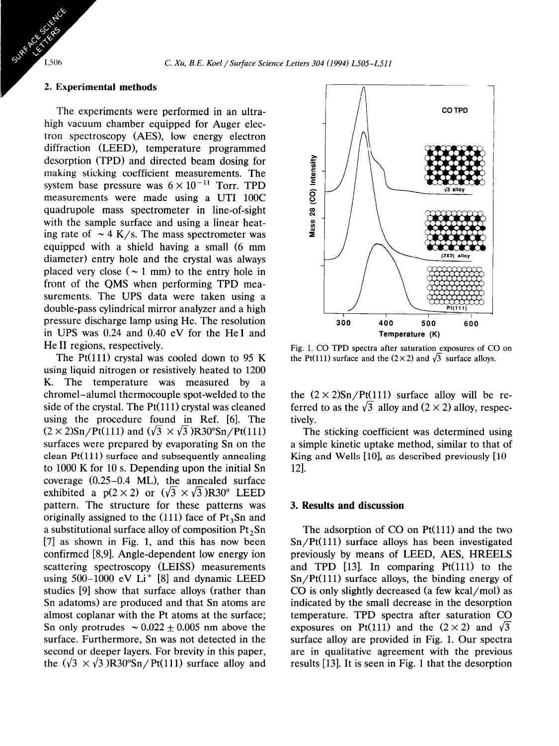## 2. Experimental methods

The experiments were performed in an ultrahigh vacuum chamber equipped for Auger electron spectroscopy (AES), low energy electron diffraction (LEED), temperature programmed desorption (TPD) and directed beam dosing for making sticking coefficient measurements. The system base pressure was $6 \times 10^{-11}$ Torr. TPD measurements were made using a UTI 100C quadrupole mass spectrometer in line-of-sight with the sample surface and using a linear heating rate of $\sim 4$ K/s. The mass spectrometer was equipped with a shield having a small (6 mm diameter) entry hole and the crystal was always placed very close ($\sim 1$ mm) to the entry hole in front of the QMS when performing TPD measurements. The UPS data were taken using a double-pass cylindrical mirror analyzer and a high pressure discharge lamp using He. The resolution in UPS was 0.24 and 0.40 eV for the He I and He II regions, respectively.

The Pt(111) crystal was cooled down to 95 K using liquid nitrogen or resistively heated to 1200 K. The temperature was measured by a chromel–alumel thermocouple spot-welded to the side of the crystal. The Pt(111) crystal was cleaned using the procedure found in Ref. [6]. The $(2 \times 2)$Sn/Pt(111) and $(\sqrt{3} \times \sqrt{3})$R30°Sn/Pt(111) surfaces were prepared by evaporating Sn on the clean Pt(111) surface and subsequently annealing to 1000 K for 10 s. Depending upon the initial Sn coverage (0.25–0.4 ML), the annealed surface exhibited a p$(2 \times 2)$ or $(\sqrt{3} \times \sqrt{3})$R30° LEED pattern. The structure for these patterns was originally assigned to the (111) face of $Pt_3Sn$ and a substitutional surface alloy of composition $Pt_2Sn$ [7] as shown in Fig. 1, and this has now been confirmed [8,9]. Angle-dependent low energy ion scattering spectroscopy (LEISS) measurements using 500–1000 eV $Li^+$ [8] and dynamic LEED studies [9] show that surface alloys (rather than Sn adatoms) are produced and that Sn atoms are almost coplanar with the Pt atoms at the surface; Sn only protrudes $\sim 0.022 \pm 0.005$ nm above the surface. Furthermore, Sn was not detected in the second or deeper layers. For brevity in this paper, the $(\sqrt{3} \times \sqrt{3})$R30°Sn/Pt(111) surface alloy and the $(2 \times 2)$Sn/Pt(111) surface alloy will be referred to as the $\sqrt{3}$ alloy and $(2 \times 2)$ alloy, respectively.

Fig. 1. CO TPD spectra after saturation exposures of CO on the Pt(111) surface and the $(2 \times 2)$ and $\sqrt{3}$ surface alloys.

The sticking coefficient was determined using a simple kinetic uptake method, similar to that of King and Wells [10], as described previously [10–12].

## 3. Results and discussion

The adsorption of CO on Pt(111) and the two Sn/Pt(111) surface alloys has been investigated previously by means of LEED, AES, HREELS and TPD [13]. In comparing Pt(111) to the Sn/Pt(111) surface alloys, the binding energy of CO is only slightly decreased (a few kcal/mol) as indicated by the small decrease in the desorption temperature. TPD spectra after saturation CO exposures on Pt(111) and the $(2 \times 2)$ and $\sqrt{3}$ surface alloy are provided in Fig. 1. Our spectra are in qualitative agreement with the previous results [13]. It is seen in Fig. 1 that the desorption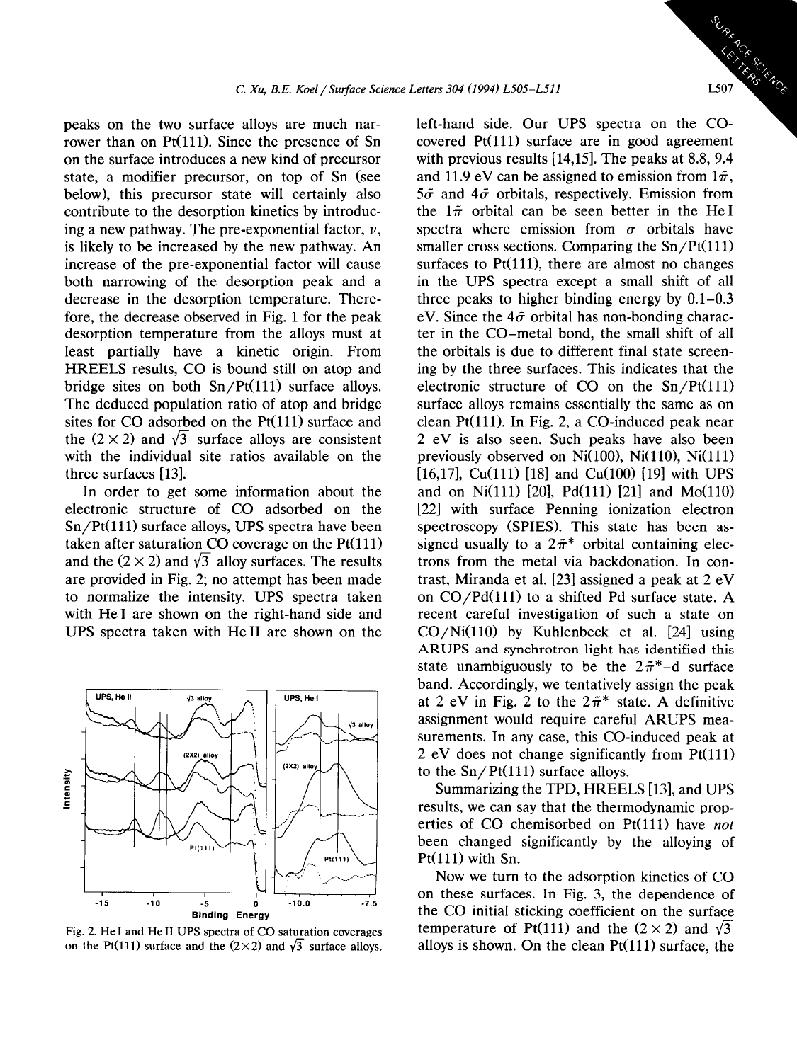peaks on the two surface alloys are much narrower than on Pt(111). Since the presence of Sn on the surface introduces a new kind of precursor state, a modifier precursor, on top of Sn (see below), this precursor state will certainly also contribute to the desorption kinetics by introducing a new pathway. The pre-exponential factor, $\nu$, is likely to be increased by the new pathway. An increase of the pre-exponential factor will cause both narrowing of the desorption peak and a decrease in the desorption temperature. Therefore, the decrease observed in Fig. 1 for the peak desorption temperature from the alloys must at least partially have a kinetic origin. From HREELS results, CO is bound still on atop and bridge sites on both Sn/Pt(111) surface alloys. The deduced population ratio of atop and bridge sites for CO adsorbed on the Pt(111) surface and the $(2 \times 2)$ and $\sqrt{3}$ surface alloys are consistent with the individual site ratios available on the three surfaces [13].

In order to get some information about the electronic structure of CO adsorbed on the Sn/Pt(111) surface alloys, UPS spectra have been taken after saturation CO coverage on the Pt(111) and the $(2 \times 2)$ and $\sqrt{3}$ alloy surfaces. The results are provided in Fig. 2; no attempt has been made to normalize the intensity. UPS spectra taken with He I are shown on the right-hand side and UPS spectra taken with He II are shown on the left-hand side. Our UPS spectra on the CO-covered Pt(111) surface are in good agreement with previous results [14,15]. The peaks at 8.8, 9.4 and 11.9 eV can be assigned to emission from $1\tilde{\pi}$, $5\tilde{\sigma}$ and $4\tilde{\sigma}$ orbitals, respectively. Emission from the $1\tilde{\pi}$ orbital can be seen better in the He I spectra where emission from $\sigma$ orbitals have smaller cross sections. Comparing the Sn/Pt(111) surfaces to Pt(111), there are almost no changes in the UPS spectra except a small shift of all three peaks to higher binding energy by 0.1–0.3 eV. Since the $4\tilde{\sigma}$ orbital has non-bonding character in the CO–metal bond, the small shift of all the orbitals is due to different final state screening by the three surfaces. This indicates that the electronic structure of CO on the Sn/Pt(111) surface alloys remains essentially the same as on clean Pt(111). In Fig. 2, a CO-induced peak near 2 eV is also seen. Such peaks have also been previously observed on Ni(100), Ni(110), Ni(111) [16,17], Cu(111) [18] and Cu(100) [19] with UPS and on Ni(111) [20], Pd(111) [21] and Mo(110) [22] with surface Penning ionization electron spectroscopy (SPIES). This state has been assigned usually to a $2\tilde{\pi}^*$ orbital containing electrons from the metal via backdonation. In contrast, Miranda et al. [23] assigned a peak at 2 eV on CO/Pd(111) to a shifted Pd surface state. A recent careful investigation of such a state on CO/Ni(110) by Kuhlenbeck et al. [24] using ARUPS and synchrotron light has identified this state unambiguously to be the $2\tilde{\pi}^*$–d surface band. Accordingly, we tentatively assign the peak at 2 eV in Fig. 2 to the $2\tilde{\pi}^*$ state. A definitive assignment would require careful ARUPS measurements. In any case, this CO-induced peak at 2 eV does not change significantly from Pt(111) to the Sn/Pt(111) surface alloys.

Fig. 2. He I and He II UPS spectra of CO saturation coverages on the Pt(111) surface and the $(2 \times 2)$ and $\sqrt{3}$ surface alloys.

Summarizing the TPD, HREELS [13], and UPS results, we can say that the thermodynamic properties of CO chemisorbed on Pt(111) have *not* been changed significantly by the alloying of Pt(111) with Sn.

Now we turn to the adsorption kinetics of CO on these surfaces. In Fig. 3, the dependence of the CO initial sticking coefficient on the surface temperature of Pt(111) and the $(2 \times 2)$ and $\sqrt{3}$ alloys is shown. On the clean Pt(111) surface, the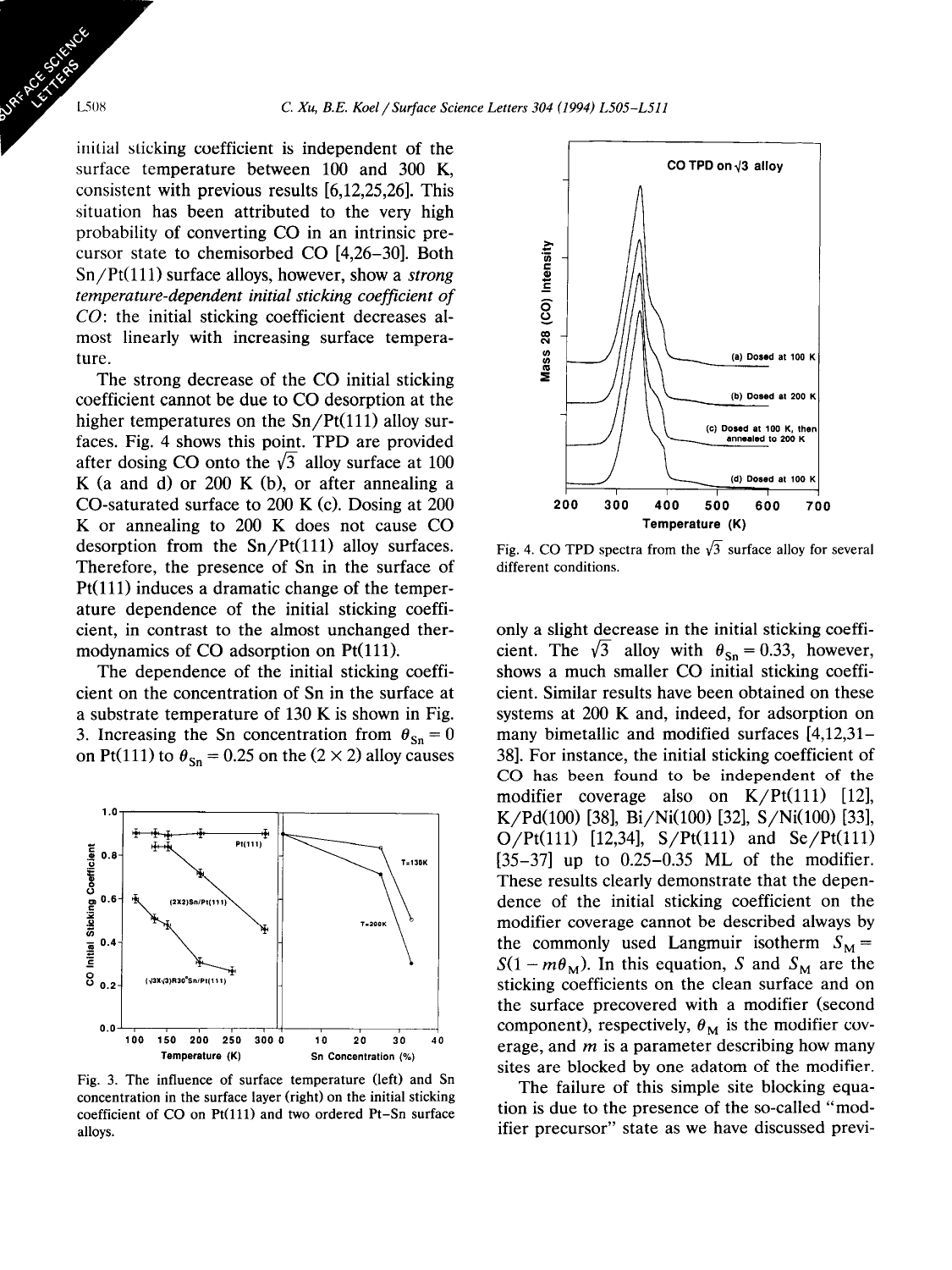initial sticking coefficient is independent of the surface temperature between 100 and 300 K, consistent with previous results [6,12,25,26]. This situation has been attributed to the very high probability of converting CO in an intrinsic precursor state to chemisorbed CO [4,26–30]. Both Sn/Pt(111) surface alloys, however, show a *strong temperature-dependent initial sticking coefficient of CO*: the initial sticking coefficient decreases almost linearly with increasing surface temperature.

The strong decrease of the CO initial sticking coefficient cannot be due to CO desorption at the higher temperatures on the Sn/Pt(111) alloy surfaces. Fig. 4 shows this point. TPD are provided after dosing CO onto the $\sqrt{3}$ alloy surface at 100 K (a and d) or 200 K (b), or after annealing a CO-saturated surface to 200 K (c). Dosing at 200 K or annealing to 200 K does not cause CO desorption from the Sn/Pt(111) alloy surfaces. Therefore, the presence of Sn in the surface of Pt(111) induces a dramatic change of the temperature dependence of the initial sticking coefficient, in contrast to the almost unchanged thermodynamics of CO adsorption on Pt(111).

The dependence of the initial sticking coefficient on the concentration of Sn in the surface at a substrate temperature of 130 K is shown in Fig. 3. Increasing the Sn concentration from $\theta_{Sn} = 0$ on Pt(111) to $\theta_{Sn} = 0.25$ on the (2 × 2) alloy causes only a slight decrease in the initial sticking coefficient. The $\sqrt{3}$ alloy with $\theta_{Sn} = 0.33$, however, shows a much smaller CO initial sticking coefficient. Similar results have been obtained on these systems at 200 K and, indeed, for adsorption on many bimetallic and modified surfaces [4,12,31–38]. For instance, the initial sticking coefficient of CO has been found to be independent of the modifier coverage also on K/Pt(111) [12], K/Pd(100) [38], Bi/Ni(100) [32], S/Ni(100) [33], O/Pt(111) [12,34], S/Pt(111) and Se/Pt(111) [35–37] up to 0.25–0.35 ML of the modifier. These results clearly demonstrate that the dependence of the initial sticking coefficient on the modifier coverage cannot be described always by the commonly used Langmuir isotherm $S_M = S(1 - m\theta_M)$. In this equation, $S$ and $S_M$ are the sticking coefficients on the clean surface and on the surface precovered with a modifier (second component), respectively, $\theta_M$ is the modifier coverage, and $m$ is a parameter describing how many sites are blocked by one adatom of the modifier.

Fig. 3. The influence of surface temperature (left) and Sn concentration in the surface layer (right) on the initial sticking coefficient of CO on Pt(111) and two ordered Pt–Sn surface alloys.

Fig. 4. CO TPD spectra from the $\sqrt{3}$ surface alloy for several different conditions.

The failure of this simple site blocking equation is due to the presence of the so-called "modifier precursor" state as we have discussed previ-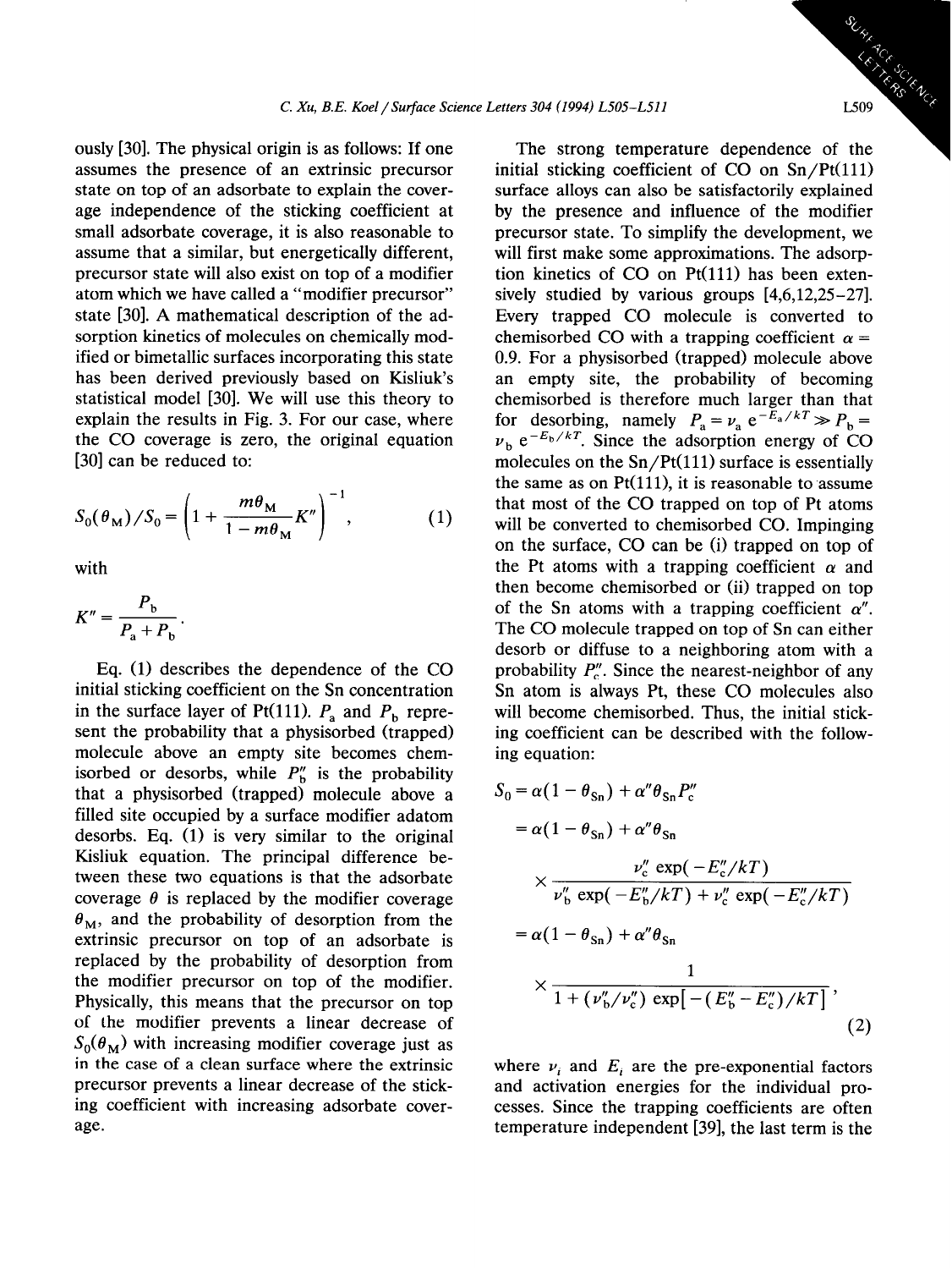ously [30]. The physical origin is as follows: If one assumes the presence of an extrinsic precursor state on top of an adsorbate to explain the coverage independence of the sticking coefficient at small adsorbate coverage, it is also reasonable to assume that a similar, but energetically different, precursor state will also exist on top of a modifier atom which we have called a "modifier precursor" state [30]. A mathematical description of the adsorption kinetics of molecules on chemically modified or bimetallic surfaces incorporating this state has been derived previously based on Kisliuk's statistical model [30]. We will use this theory to explain the results in Fig. 3. For our case, where the CO coverage is zero, the original equation [30] can be reduced to:

$$S_0(\theta_M)/S_0 = \left(1 + \frac{m\theta_M}{1 - m\theta_M} K''\right)^{-1}, \tag{1}$$

with

$$K'' = \frac{P_b}{P_a + P_b}.$$

Eq. (1) describes the dependence of the CO initial sticking coefficient on the Sn concentration in the surface layer of Pt(111). $P_a$ and $P_b$ represent the probability that a physisorbed (trapped) molecule above an empty site becomes chemisorbed or desorbs, while $P_b''$ is the probability that a physisorbed (trapped) molecule above a filled site occupied by a surface modifier adatom desorbs. Eq. (1) is very similar to the original Kisliuk equation. The principal difference between these two equations is that the adsorbate coverage $\theta$ is replaced by the modifier coverage $\theta_M$, and the probability of desorption from the extrinsic precursor on top of an adsorbate is replaced by the probability of desorption from the modifier precursor on top of the modifier. Physically, this means that the precursor on top of the modifier prevents a linear decrease of $S_0(\theta_M)$ with increasing modifier coverage just as in the case of a clean surface where the extrinsic precursor prevents a linear decrease of the sticking coefficient with increasing adsorbate coverage.

The strong temperature dependence of the initial sticking coefficient of CO on Sn/Pt(111) surface alloys can also be satisfactorily explained by the presence and influence of the modifier precursor state. To simplify the development, we will first make some approximations. The adsorption kinetics of CO on Pt(111) has been extensively studied by various groups [4,6,12,25–27]. Every trapped CO molecule is converted to chemisorbed CO with a trapping coefficient $\alpha = 0.9$. For a physisorbed (trapped) molecule above an empty site, the probability of becoming chemisorbed is therefore much larger than that for desorbing, namely $P_a = \nu_a \, e^{-E_a/kT} \gg P_b = \nu_b \, e^{-E_b/kT}$. Since the adsorption energy of CO molecules on the Sn/Pt(111) surface is essentially the same as on Pt(111), it is reasonable to assume that most of the CO trapped on top of Pt atoms will be converted to chemisorbed CO. Impinging on the surface, CO can be (i) trapped on top of the Pt atoms with a trapping coefficient $\alpha$ and then become chemisorbed or (ii) trapped on top of the Sn atoms with a trapping coefficient $\alpha''$. The CO molecule trapped on top of Sn can either desorb or diffuse to a neighboring atom with a probability $P_c''$. Since the nearest-neighbor of any Sn atom is always Pt, these CO molecules also will become chemisorbed. Thus, the initial sticking coefficient can be described with the following equation:

$$\begin{aligned} S_0 &= \alpha(1 - \theta_{Sn}) + \alpha''\theta_{Sn}P_c'' \\ &= \alpha(1 - \theta_{Sn}) + \alpha''\theta_{Sn} \\ &\quad \times \frac{\nu_c'' \exp(-E_c''/kT)}{\nu_b'' \exp(-E_b''/kT) + \nu_c'' \exp(-E_c''/kT)} \\ &= \alpha(1 - \theta_{Sn}) + \alpha''\theta_{Sn} \\ &\quad \times \frac{1}{1 + (\nu_b''/\nu_c'') \exp[-(E_b'' - E_c'')/kT]}, \end{aligned} \tag{2}$$

where $\nu_i$ and $E_i$ are the pre-exponential factors and activation energies for the individual processes. Since the trapping coefficients are often temperature independent [39], the last term is the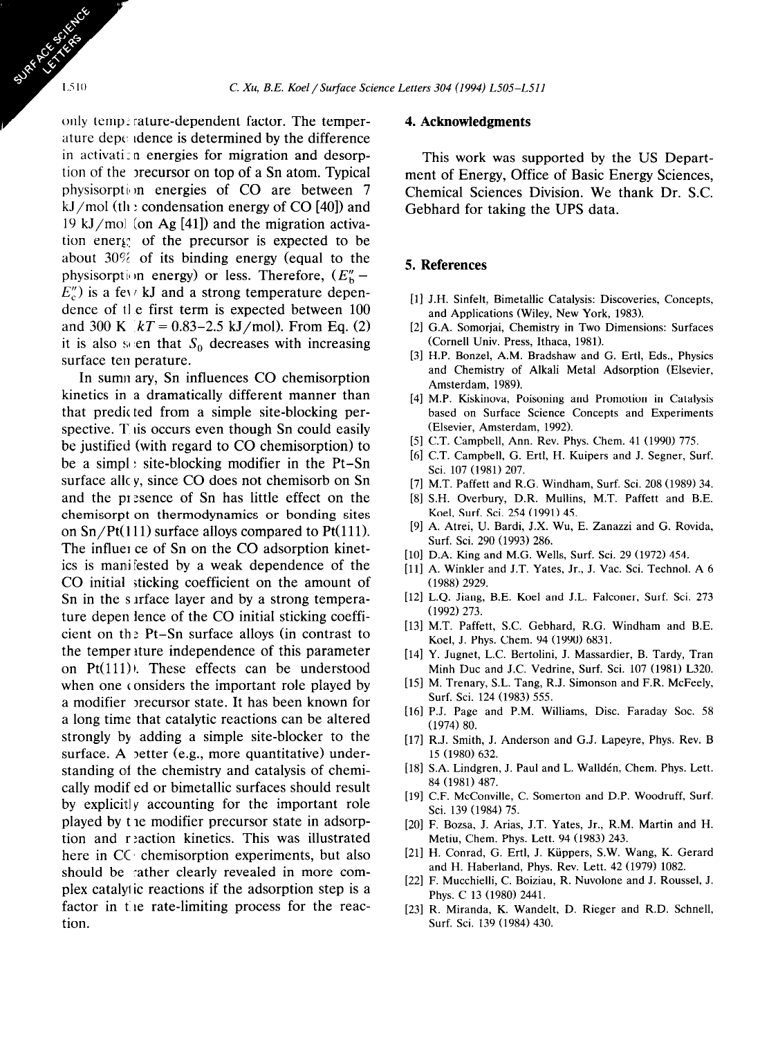only temperature-dependent factor. The temperature dependence is determined by the difference in activation energies for migration and desorption of the precursor on top of a Sn atom. Typical physisorption energies of CO are between 7 kJ/mol (the condensation energy of CO [40]) and 19 kJ/mol (on Ag [41]) and the migration activation energy of the precursor is expected to be about 30% of its binding energy (equal to the physisorption energy) or less. Therefore, $(E_b'' - E_c'')$ is a few kJ and a strong temperature dependence of the first term is expected between 100 and 300 K ($kT = 0.83$–$2.5$ kJ/mol). From Eq. (2) it is also seen that $S_0$ decreases with increasing surface temperature.

In summary, Sn influences CO chemisorption kinetics in a dramatically different manner than that predicted from a simple site-blocking perspective. This occurs even though Sn could easily be justified (with regard to CO chemisorption) to be a simple site-blocking modifier in the Pt–Sn surface alloy, since CO does not chemisorb on Sn and the presence of Sn has little effect on the chemisorption thermodynamics or bonding sites on Sn/Pt(111) surface alloys compared to Pt(111). The influence of Sn on the CO adsorption kinetics is manifested by a weak dependence of the CO initial sticking coefficient on the amount of Sn in the surface layer and by a strong temperature dependence of the CO initial sticking coefficient on the Pt–Sn surface alloys (in contrast to the temperature independence of this parameter on Pt(111)). These effects can be understood when one considers the important role played by a modifier precursor state. It has been known for a long time that catalytic reactions can be altered strongly by adding a simple site-blocker to the surface. A better (e.g., more quantitative) understanding of the chemistry and catalysis of chemically modified or bimetallic surfaces should result by explicitly accounting for the important role played by the modifier precursor state in adsorption and reaction kinetics. This was illustrated here in CO chemisorption experiments, but also should be rather clearly revealed in more complex catalytic reactions if the adsorption step is a factor in the rate-limiting process for the reaction.

## 4. Acknowledgments

This work was supported by the US Department of Energy, Office of Basic Energy Sciences, Chemical Sciences Division. We thank Dr. S.C. Gebhard for taking the UPS data.

## 5. References

[1] J.H. Sinfelt, Bimetallic Catalysis: Discoveries, Concepts, and Applications (Wiley, New York, 1983).

[2] G.A. Somorjai, Chemistry in Two Dimensions: Surfaces (Cornell Univ. Press, Ithaca, 1981).

[3] H.P. Bonzel, A.M. Bradshaw and G. Ertl, Eds., Physics and Chemistry of Alkali Metal Adsorption (Elsevier, Amsterdam, 1989).

[4] M.P. Kiskinova, Poisoning and Promotion in Catalysis based on Surface Science Concepts and Experiments (Elsevier, Amsterdam, 1992).

[5] C.T. Campbell, Ann. Rev. Phys. Chem. 41 (1990) 775.

[6] C.T. Campbell, G. Ertl, H. Kuipers and J. Segner, Surf. Sci. 107 (1981) 207.

[7] M.T. Paffett and R.G. Windham, Surf. Sci. 208 (1989) 34.

[8] S.H. Overbury, D.R. Mullins, M.T. Paffett and B.E. Koel, Surf. Sci. 254 (1991) 45.

[9] A. Atrei, U. Bardi, J.X. Wu, E. Zanazzi and G. Rovida, Surf. Sci. 290 (1993) 286.

[10] D.A. King and M.G. Wells, Surf. Sci. 29 (1972) 454.

[11] A. Winkler and J.T. Yates, Jr., J. Vac. Sci. Technol. A 6 (1988) 2929.

[12] L.Q. Jiang, B.E. Koel and J.L. Falconer, Surf. Sci. 273 (1992) 273.

[13] M.T. Paffett, S.C. Gebhard, R.G. Windham and B.E. Koel, J. Phys. Chem. 94 (1990) 6831.

[14] Y. Jugnet, L.C. Bertolini, J. Massardier, B. Tardy, Tran Minh Duc and J.C. Vedrine, Surf. Sci. 107 (1981) L320.

[15] M. Trenary, S.L. Tang, R.J. Simonson and F.R. McFeely, Surf. Sci. 124 (1983) 555.

[16] P.J. Page and P.M. Williams, Disc. Faraday Soc. 58 (1974) 80.

[17] R.J. Smith, J. Anderson and G.J. Lapeyre, Phys. Rev. B 15 (1980) 632.

[18] S.A. Lindgren, J. Paul and L. Walldén, Chem. Phys. Lett. 84 (1981) 487.

[19] C.F. McConville, C. Somerton and D.P. Woodruff, Surf. Sci. 139 (1984) 75.

[20] F. Bozsa, J. Arias, J.T. Yates, Jr., R.M. Martin and H. Metiu, Chem. Phys. Lett. 94 (1983) 243.

[21] H. Conrad, G. Ertl, J. Küppers, S.W. Wang, K. Gerard and H. Haberland, Phys. Rev. Lett. 42 (1979) 1082.

[22] F. Mucchielli, C. Boiziau, R. Nuvolone and J. Roussel, J. Phys. C 13 (1980) 2441.

[23] R. Miranda, K. Wandelt, D. Rieger and R.D. Schnell, Surf. Sci. 139 (1984) 430.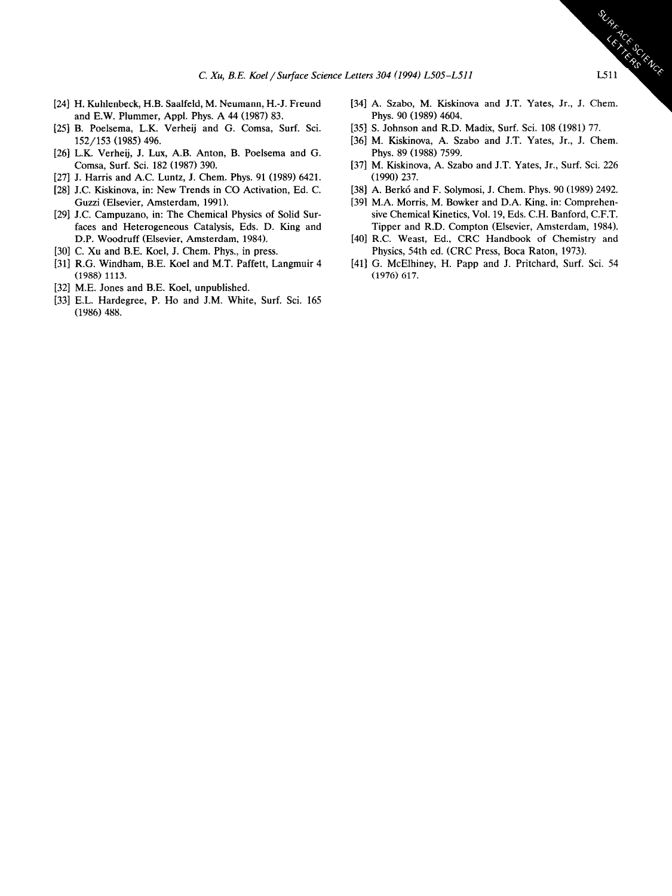[24] H. Kuhlenbeck, H.B. Saalfeld, M. Neumann, H.-J. Freund and E.W. Plummer, Appl. Phys. A 44 (1987) 83.

[25] B. Poelsema, L.K. Verheij and G. Comsa, Surf. Sci. 152/153 (1985) 496.

[26] L.K. Verheij, J. Lux, A.B. Anton, B. Poelsema and G. Comsa, Surf. Sci. 182 (1987) 390.

[27] J. Harris and A.C. Luntz, J. Chem. Phys. 91 (1989) 6421.

[28] J.C. Kiskinova, in: New Trends in CO Activation, Ed. C. Guzzi (Elsevier, Amsterdam, 1991).

[29] J.C. Campuzano, in: The Chemical Physics of Solid Surfaces and Heterogeneous Catalysis, Eds. D. King and D.P. Woodruff (Elsevier, Amsterdam, 1984).

[30] C. Xu and B.E. Koel, J. Chem. Phys., in press.

[31] R.G. Windham, B.E. Koel and M.T. Paffett, Langmuir 4 (1988) 1113.

[32] M.E. Jones and B.E. Koel, unpublished.

[33] E.L. Hardegree, P. Ho and J.M. White, Surf. Sci. 165 (1986) 488.

[34] A. Szabo, M. Kiskinova and J.T. Yates, Jr., J. Chem. Phys. 90 (1989) 4604.

[35] S. Johnson and R.D. Madix, Surf. Sci. 108 (1981) 77.

[36] M. Kiskinova, A. Szabo and J.T. Yates, Jr., J. Chem. Phys. 89 (1988) 7599.

[37] M. Kiskinova, A. Szabo and J.T. Yates, Jr., Surf. Sci. 226 (1990) 237.

[38] A. Berkó and F. Solymosi, J. Chem. Phys. 90 (1989) 2492.

[39] M.A. Morris, M. Bowker and D.A. King, in: Comprehensive Chemical Kinetics, Vol. 19, Eds. C.H. Banford, C.F.T. Tipper and R.D. Compton (Elsevier, Amsterdam, 1984).

[40] R.C. Weast, Ed., CRC Handbook of Chemistry and Physics, 54th ed. (CRC Press, Boca Raton, 1973).

[41] G. McElhiney, H. Papp and J. Pritchard, Surf. Sci. 54 (1976) 617.